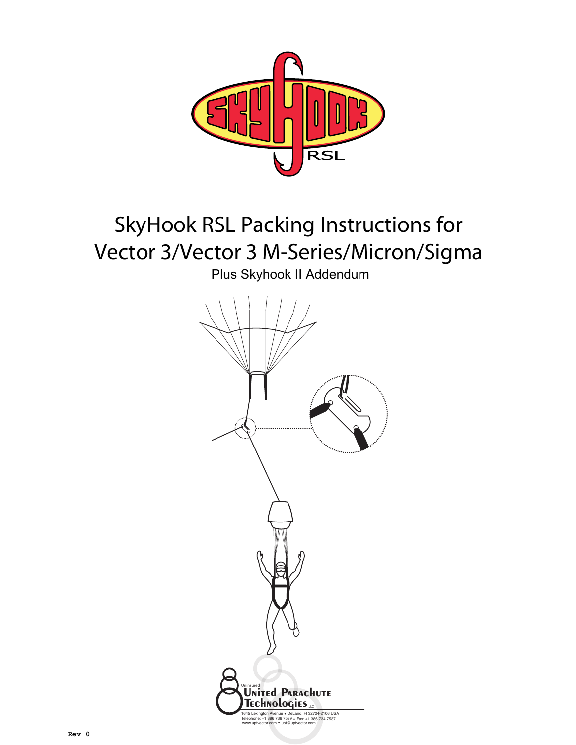# SkyHook RSL Packing Instructions for Vector 3/Vector 3 M-Series/Micron/Sigma

Plus Skyhook II Addendum

Uninsured
United Parachute Technologies, LLC
1645 Lexington Avenue • DeLand, Fl 32724-2106 USA
Telephone: +1 386 736 7589 • Fax: +1 386 734 7537
www.uptvector.com • upt@uptvector.com

Rev 0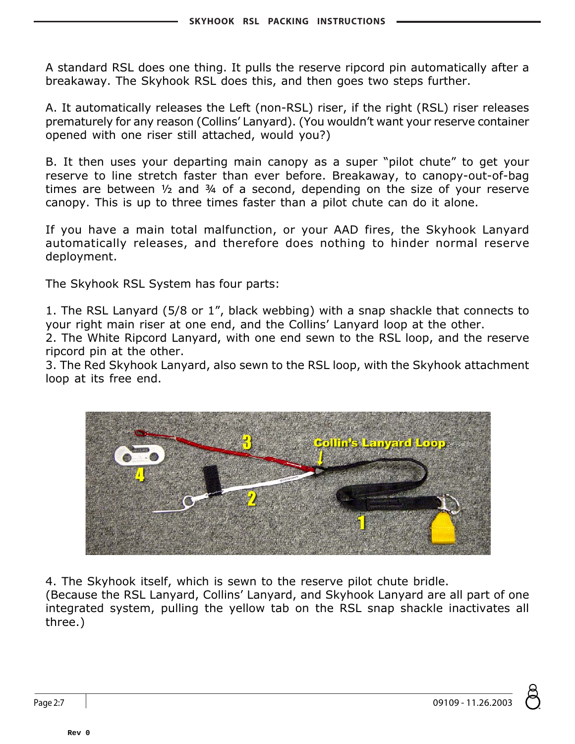A standard RSL does one thing. It pulls the reserve ripcord pin automatically after a breakaway. The Skyhook RSL does this, and then goes two steps further.

A. It automatically releases the Left (non-RSL) riser, if the right (RSL) riser releases prematurely for any reason (Collins' Lanyard). (You wouldn't want your reserve container opened with one riser still attached, would you?)

B. It then uses your departing main canopy as a super "pilot chute" to get your reserve to line stretch faster than ever before. Breakaway, to canopy-out-of-bag times are between ½ and ¾ of a second, depending on the size of your reserve canopy. This is up to three times faster than a pilot chute can do it alone.

If you have a main total malfunction, or your AAD fires, the Skyhook Lanyard automatically releases, and therefore does nothing to hinder normal reserve deployment.

The Skyhook RSL System has four parts:

1. The RSL Lanyard (5/8 or 1", black webbing) with a snap shackle that connects to your right main riser at one end, and the Collins' Lanyard loop at the other.
2. The White Ripcord Lanyard, with one end sewn to the RSL loop, and the reserve ripcord pin at the other.
3. The Red Skyhook Lanyard, also sewn to the RSL loop, with the Skyhook attachment loop at its free end.

4. The Skyhook itself, which is sewn to the reserve pilot chute bridle.
(Because the RSL Lanyard, Collins' Lanyard, and Skyhook Lanyard are all part of one integrated system, pulling the yellow tab on the RSL snap shackle inactivates all three.)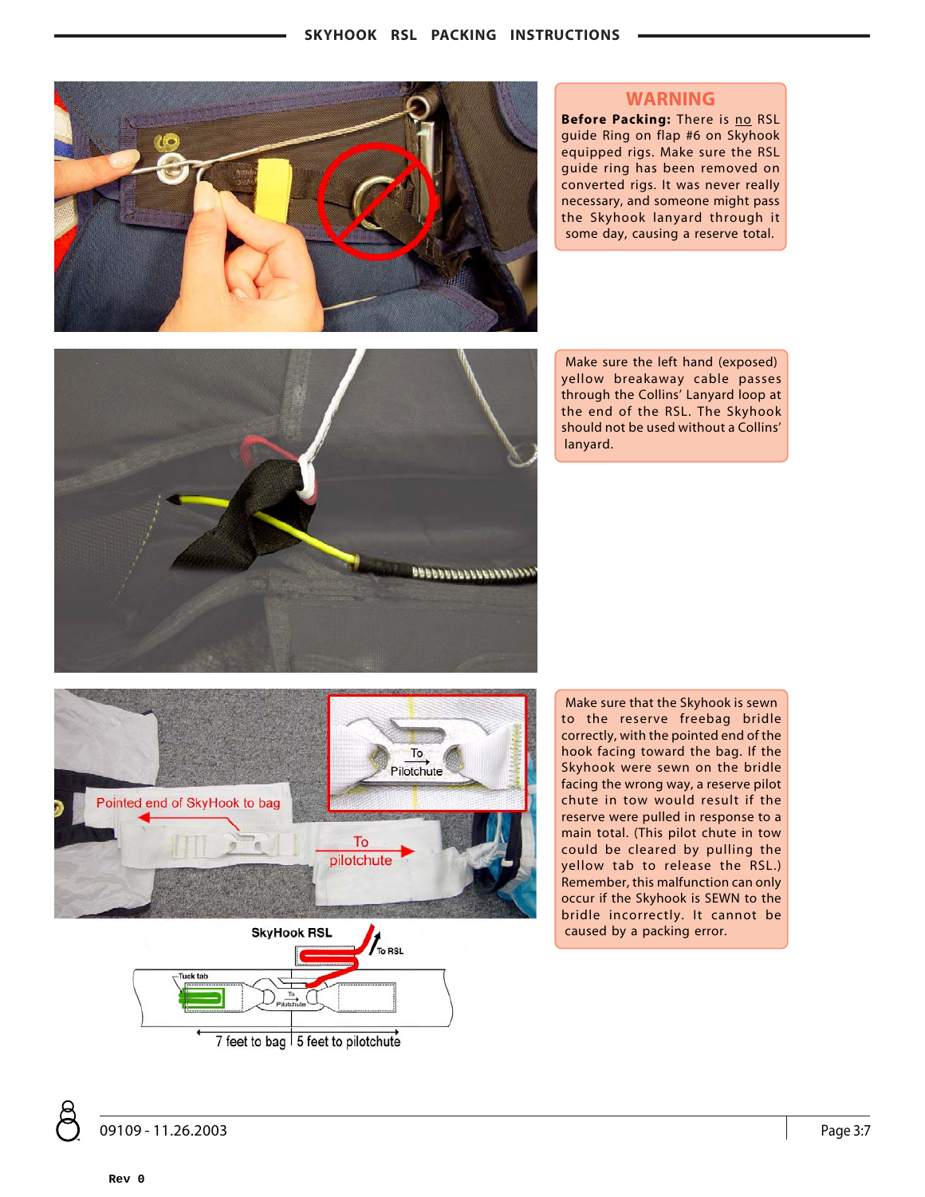## WARNING

**Before Packing:** There is no RSL guide Ring on flap #6 on Skyhook equipped rigs. Make sure the RSL guide ring has been removed on converted rigs. It was never really necessary, and someone might pass the Skyhook lanyard through it some day, causing a reserve total.

Make sure the left hand (exposed) yellow breakaway cable passes through the Collins' Lanyard loop at the end of the RSL. The Skyhook should not be used without a Collins' lanyard.

Pointed end of SkyHook to bag

To pilotchute

To Pilotchute

SkyHook RSL

To RSL

Tuck tab

7 feet to bag | 5 feet to pilotchute

Make sure that the Skyhook is sewn to the reserve freebag bridle correctly, with the pointed end of the hook facing toward the bag. If the Skyhook were sewn on the bridle facing the wrong way, a reserve pilot chute in tow would result if the reserve were pulled in response to a main total. (This pilot chute in tow could be cleared by pulling the yellow tab to release the RSL.) Remember, this malfunction can only occur if the Skyhook is SEWN to the bridle incorrectly. It cannot be caused by a packing error.

09109 - 11.26.2003

Rev 0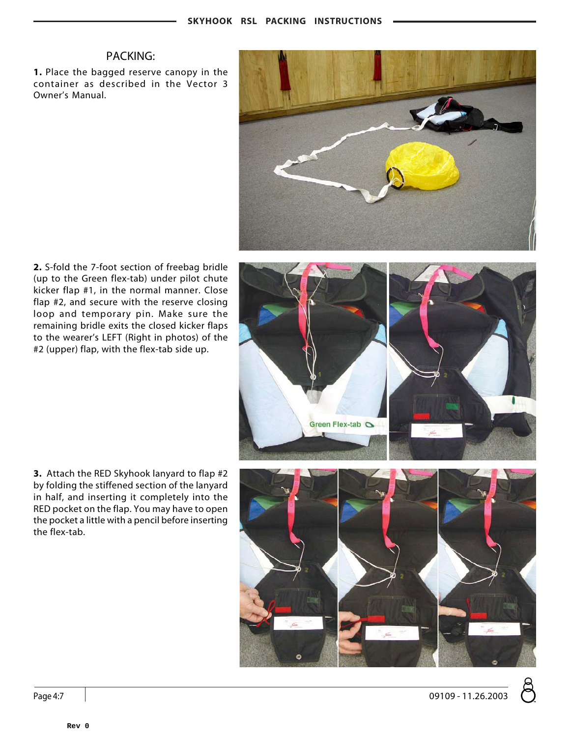## PACKING:

**1.** Place the bagged reserve canopy in the container as described in the Vector 3 Owner's Manual.

**2.** S-fold the 7-foot section of freebag bridle (up to the Green flex-tab) under pilot chute kicker flap #1, in the normal manner. Close flap #2, and secure with the reserve closing loop and temporary pin. Make sure the remaining bridle exits the closed kicker flaps to the wearer's LEFT (Right in photos) of the #2 (upper) flap, with the flex-tab side up.

**3.** Attach the RED Skyhook lanyard to flap #2 by folding the stiffened section of the lanyard in half, and inserting it completely into the RED pocket on the flap. You may have to open the pocket a little with a pencil before inserting the flex-tab.

Rev 0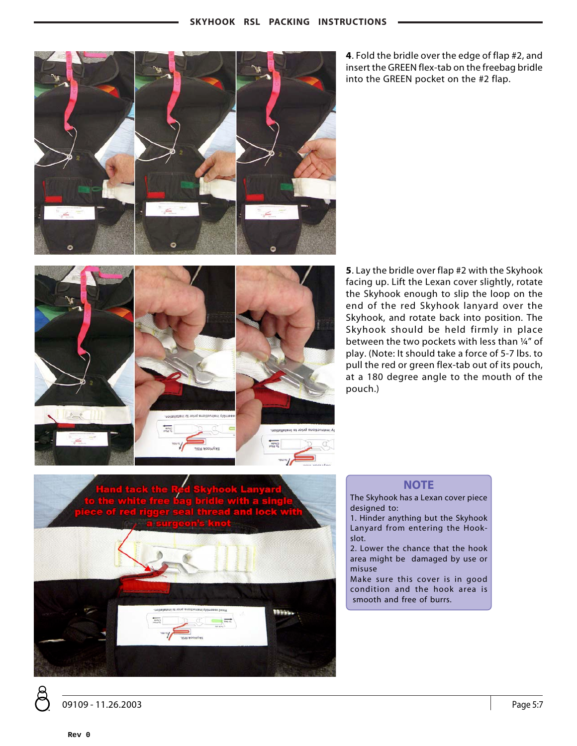**4**. Fold the bridle over the edge of flap #2, and insert the GREEN flex-tab on the freebag bridle into the GREEN pocket on the #2 flap.

**5**. Lay the bridle over flap #2 with the Skyhook facing up. Lift the Lexan cover slightly, rotate the Skyhook enough to slip the loop on the end of the red Skyhook lanyard over the Skyhook, and rotate back into position. The Skyhook should be held firmly in place between the two pockets with less than ¼" of play. (Note: It should take a force of 5-7 lbs. to pull the red or green flex-tab out of its pouch, at a 180 degree angle to the mouth of the pouch.)

Hand tack the Red Skyhook Lanyard to the white free bag bridle with a single piece of red rigger seal thread and lock with a surgeon's knot

## NOTE

The Skyhook has a Lexan cover piece designed to:

1. Hinder anything but the Skyhook Lanyard from entering the Hook-slot.
2. Lower the chance that the hook area might be damaged by use or misuse

Make sure this cover is in good condition and the hook area is smooth and free of burrs.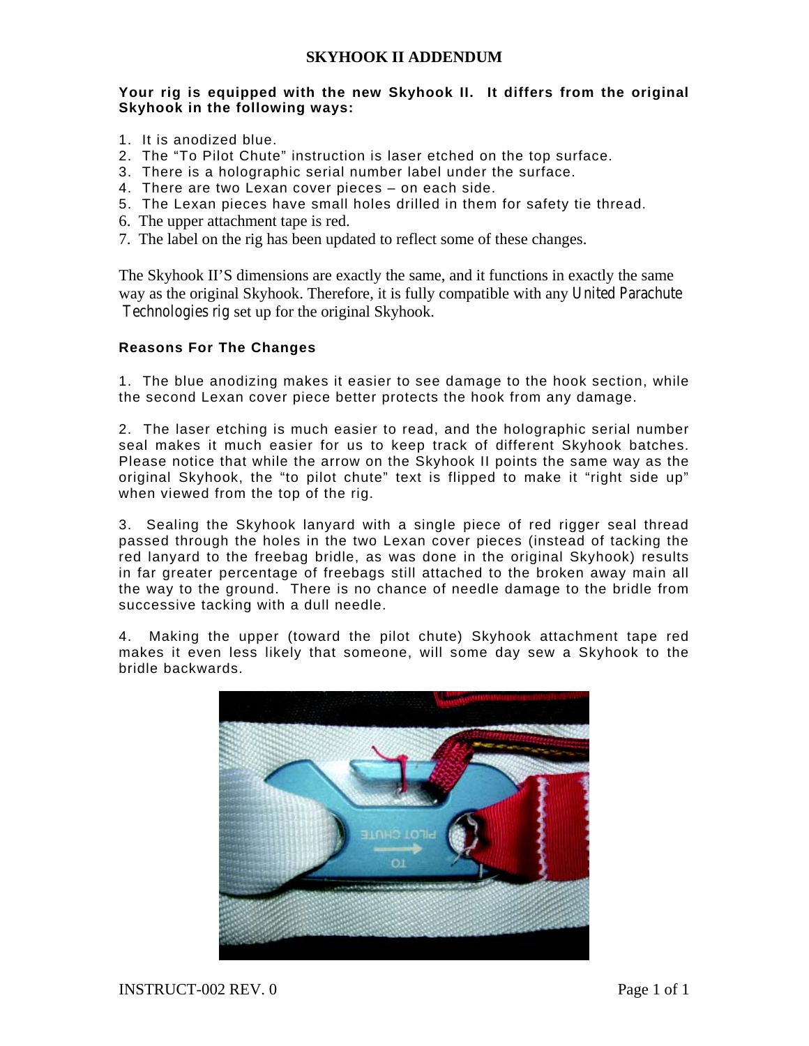# SKYHOOK II ADDENDUM

**Your rig is equipped with the new Skyhook II. It differs from the original Skyhook in the following ways:**

1. It is anodized blue.
2. The "To Pilot Chute" instruction is laser etched on the top surface.
3. There is a holographic serial number label under the surface.
4. There are two Lexan cover pieces – on each side.
5. The Lexan pieces have small holes drilled in them for safety tie thread.
6. The upper attachment tape is red.
7. The label on the rig has been updated to reflect some of these changes.

The Skyhook II'S dimensions are exactly the same, and it functions in exactly the same way as the original Skyhook. Therefore, it is fully compatible with any *United Parachute Technologies rig* set up for the original Skyhook.

**Reasons For The Changes**

1. The blue anodizing makes it easier to see damage to the hook section, while the second Lexan cover piece better protects the hook from any damage.

2. The laser etching is much easier to read, and the holographic serial number seal makes it much easier for us to keep track of different Skyhook batches. Please notice that while the arrow on the Skyhook II points the same way as the original Skyhook, the "to pilot chute" text is flipped to make it "right side up" when viewed from the top of the rig.

3. Sealing the Skyhook lanyard with a single piece of red rigger seal thread passed through the holes in the two Lexan cover pieces (instead of tacking the red lanyard to the freebag bridle, as was done in the original Skyhook) results in far greater percentage of freebags still attached to the broken away main all the way to the ground. There is no chance of needle damage to the bridle from successive tacking with a dull needle.

4. Making the upper (toward the pilot chute) Skyhook attachment tape red makes it even less likely that someone, will some day sew a Skyhook to the bridle backwards.

INSTRUCT-002 REV. 0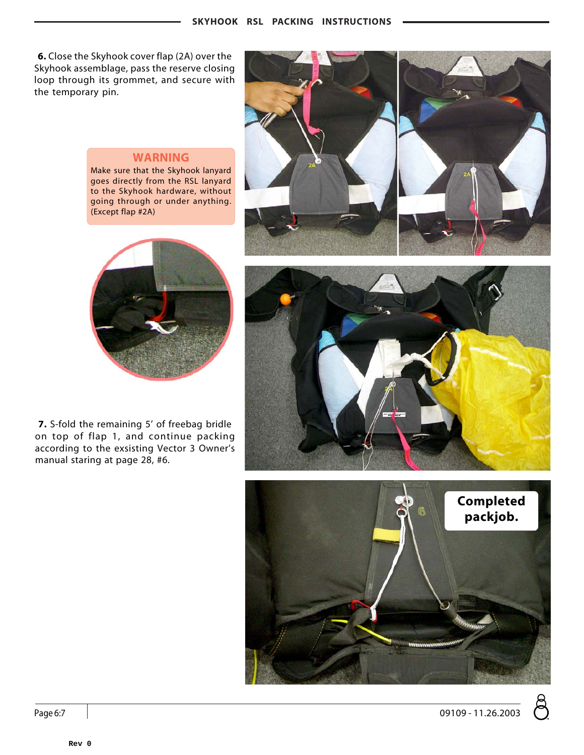**6.** Close the Skyhook cover flap (2A) over the Skyhook assemblage, pass the reserve closing loop through its grommet, and secure with the temporary pin.

> **WARNING**
>
> Make sure that the Skyhook lanyard goes directly from the RSL lanyard to the Skyhook hardware, without going through or under anything. (Except flap #2A)

**7.** S-fold the remaining 5' of freebag bridle on top of flap 1, and continue packing according to the exsisting Vector 3 Owner's manual staring at page 28, #6.

Completed packjob.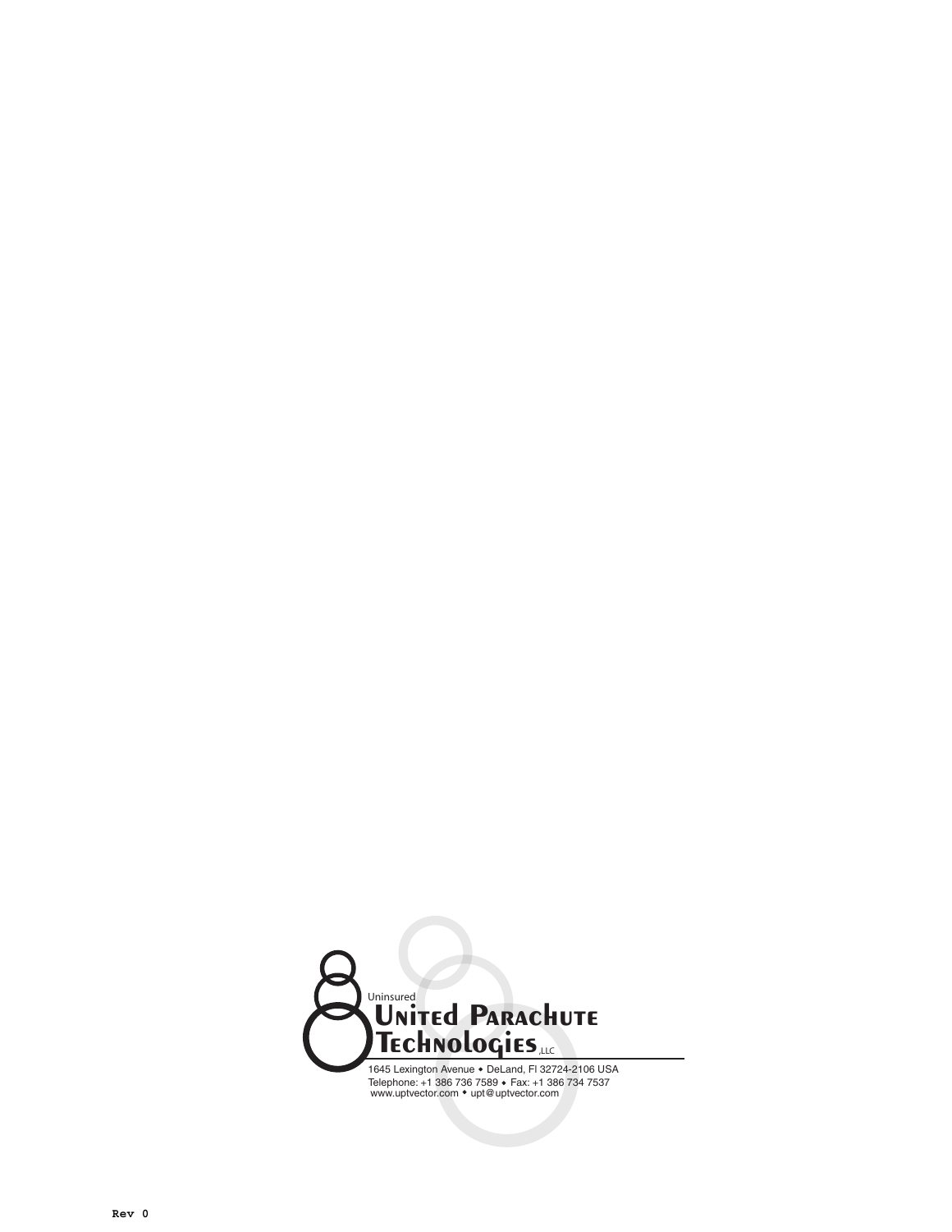Uninsured

**United Parachute Technologies**, LLC

1645 Lexington Avenue • DeLand, Fl 32724-2106 USA
Telephone: +1 386 736 7589 • Fax: +1 386 734 7537
www.uptvector.com • upt@uptvector.com

Rev 0